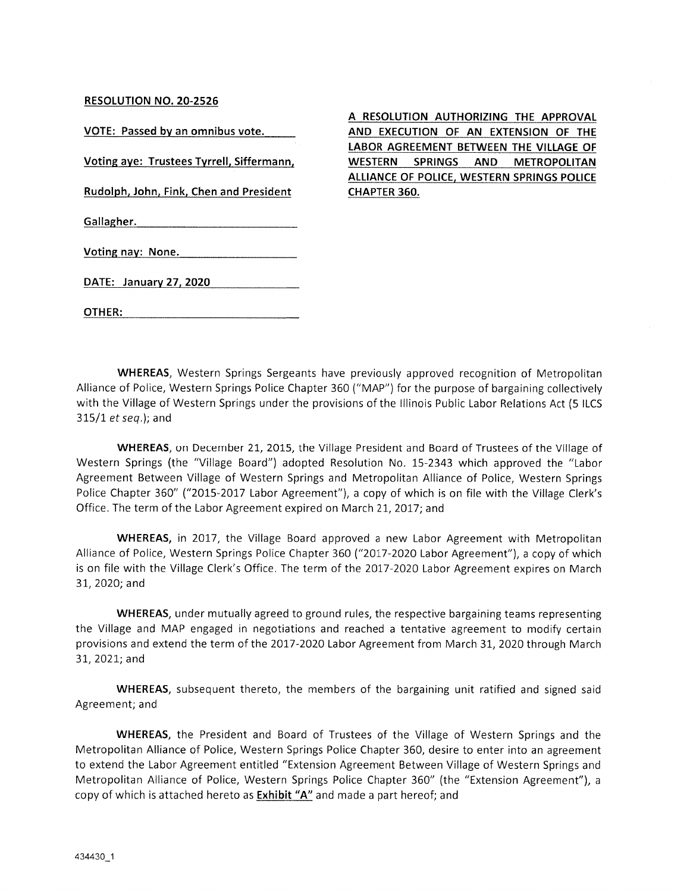**RESOLUTION NO. 20-2526**

**VOTE: Passed by an omnibus vote.**

**Voting aye: Trustees Tyrrell, Siffermann, Rudolph, John, Fink, Chen and President Gallagher.**

**Voting nay: None.**

**DATE: January 27, 2020**

**OTHER:**

**A RESOLUTION AUTHORIZING THE APPROVAL AND EXECUTION OF AN EXTENSION OF THE LABOR AGREEMENT BETWEEN THE VILLAGE OF WESTERN SPRINGS AND METROPOLITAN ALLIANCE OF POLICE, WESTERN SPRINGS POLICE CHAPTER 360.**

**WHEREAS**, Western Springs Sergeants have previously approved recognition of Metropolitan Alliance of Police, Western Springs Police Chapter 360 ("MAP") for the purpose of bargaining collectively with the Village of Western Springs under the provisions of the Illinois Public Labor Relations Act (5 ILCS 315/1 *et seq.*); and

**WHEREAS**, on December 21, 2015, the Village President and Board of Trustees of the Village of Western Springs (the "Village Board") adopted Resolution No. 15-2343 which approved the "Labor Agreement Between Village of Western Springs and Metropolitan Alliance of Police, Western Springs Police Chapter 360" ("2015-2017 Labor Agreement"), a copy of which is on file with the Village Clerk's Office. The term of the Labor Agreement expired on March 21, 2017; and

**WHEREAS,** in 2017, the Village Board approved a new Labor Agreement with Metropolitan Alliance of Police, Western Springs Police Chapter 360 ("2017-2020 Labor Agreement"), a copy of which is on file with the Village Clerk's Office. The term of the 2017-2020 Labor Agreement expires on March 31, 2020; and

**WHEREAS,** under mutually agreed to ground rules, the respective bargaining teams representing the Village and MAP engaged in negotiations and reached a tentative agreement to modify certain provisions and extend the term of the 2017-2020 Labor Agreement from March 31, 2020 through March 31, 2021; and

**WHEREAS,** subsequent thereto, the members of the bargaining unit ratified and signed said Agreement; and

**WHEREAS,** the President and Board of Trustees of the Village of Western Springs and the Metropolitan Alliance of Police, Western Springs Police Chapter 360, desire to enter into an agreement to extend the Labor Agreement entitled "Extension Agreement Between Village of Western Springs and Metropolitan Alliance of Police, Western Springs Police Chapter 360" (the "Extension Agreement"), a copy of which is attached hereto as **Exhibit "A"** and made a part hereof; and

434430_1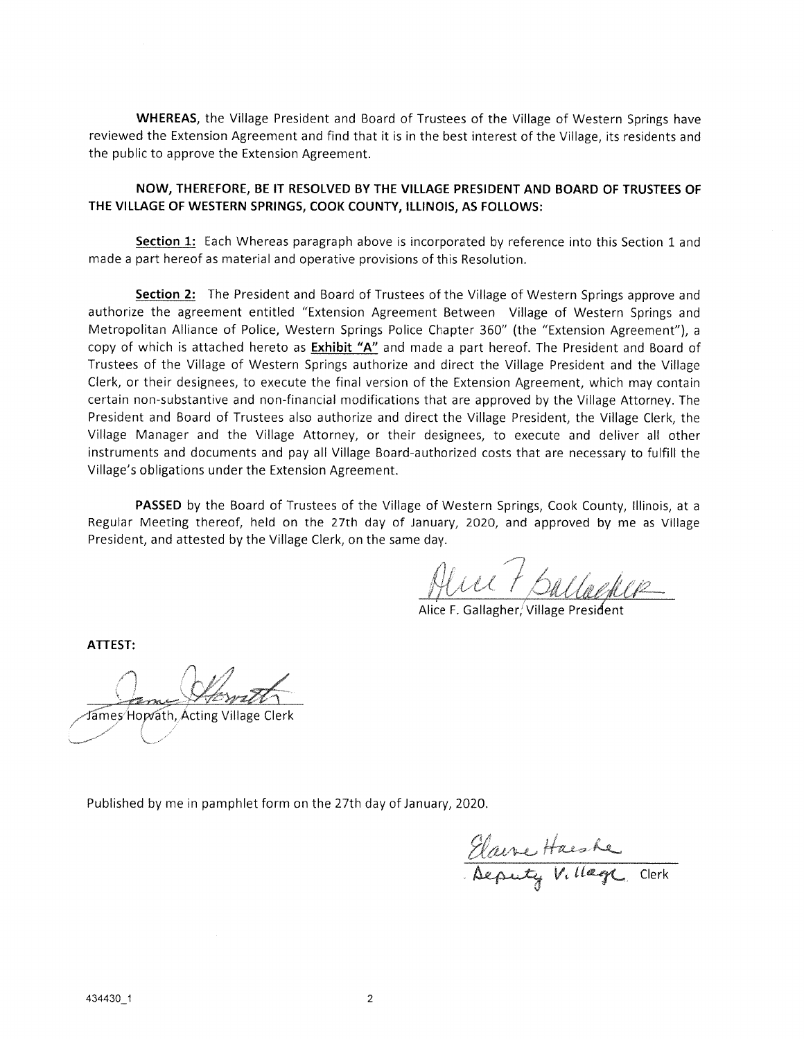**WHEREAS**, the Village President and Board of Trustees of the Village of Western Springs have reviewed the Extension Agreement and find that it is in the best interest of the Village, its residents and the public to approve the Extension Agreement.

**NOW, THEREFORE, BE IT RESOLVED BY THE VILLAGE PRESIDENT AND BOARD OF TRUSTEES OF THE VILLAGE OF WESTERN SPRINGS, COOK COUNTY, ILLINOIS, AS FOLLOWS:**

**Section 1:** Each Whereas paragraph above is incorporated by reference into this Section 1 and made a part hereof as material and operative provisions of this Resolution.

**Section 2:** The President and Board of Trustees of the Village of Western Springs approve and authorize the agreement entitled "Extension Agreement Between Village of Western Springs and Metropolitan Alliance of Police, Western Springs Police Chapter 360" (the "Extension Agreement"), a copy of which is attached hereto as **Exhibit "A"** and made a part hereof. The President and Board of Trustees of the Village of Western Springs authorize and direct the Village President and the Village Clerk, or their designees, to execute the final version of the Extension Agreement, which may contain certain non-substantive and non-financial modifications that are approved by the Village Attorney. The President and Board of Trustees also authorize and direct the Village President, the Village Clerk, the Village Manager and the Village Attorney, or their designees, to execute and deliver all other instruments and documents and pay all Village Board-authorized costs that are necessary to fulfill the Village's obligations under the Extension Agreement.

**PASSED** by the Board of Trustees of the Village of Western Springs, Cook County, Illinois, at a Regular Meeting thereof, held on the 27th day of January, 2020, and approved by me as Village President, and attested by the Village Clerk, on the same day.

Alice F. Gallagher, Village President

**ATTEST:**

James Horvath, Acting Village Clerk

Published by me in pamphlet form on the 27th day of January, 2020.

Elaine Haeske
Deputy Village Clerk

434430_1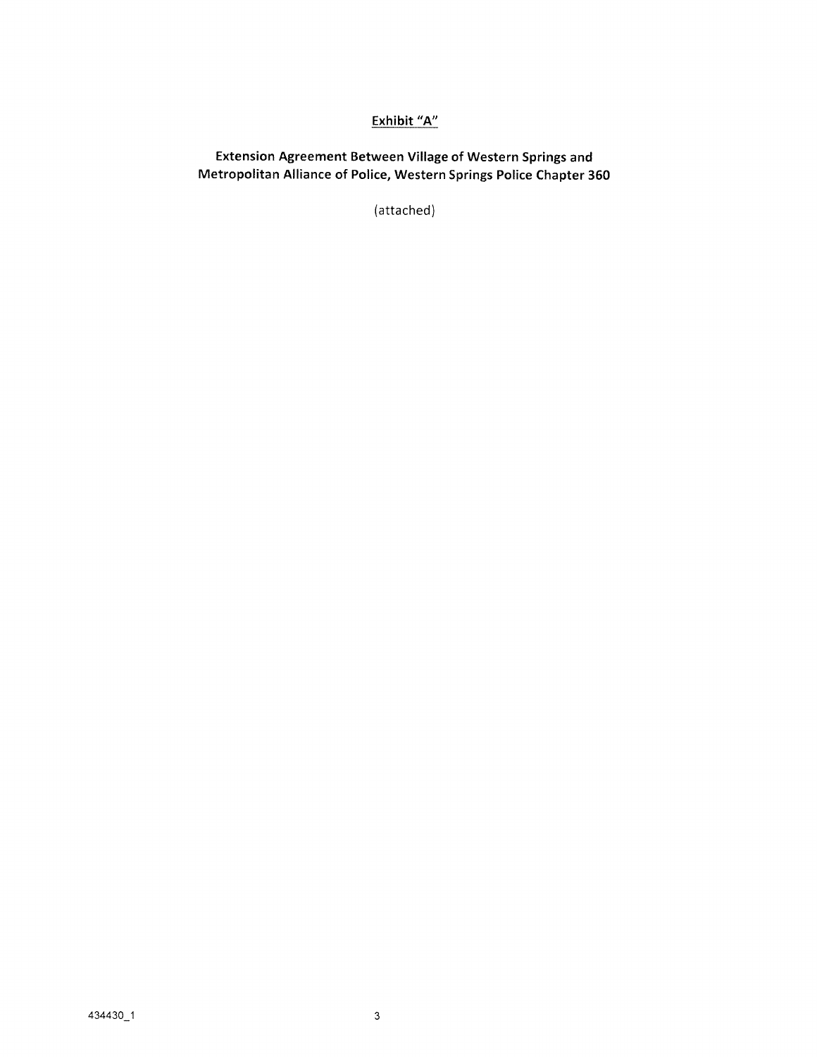# Exhibit "A"

**Extension Agreement Between Village of Western Springs and Metropolitan Alliance of Police, Western Springs Police Chapter 360**

(attached)

434430_1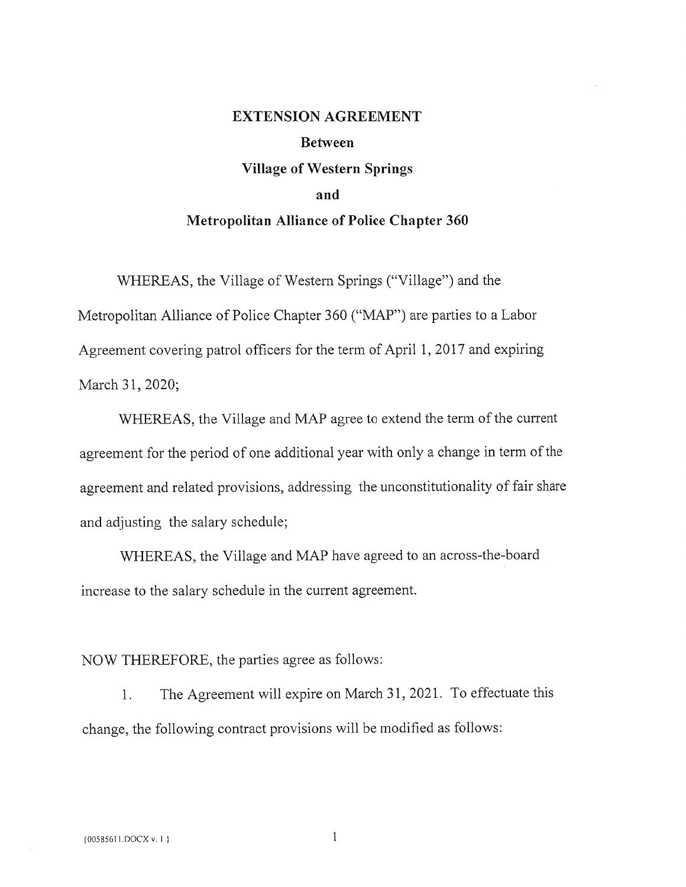# EXTENSION AGREEMENT

## Between

## Village of Western Springs

## and

## Metropolitan Alliance of Police Chapter 360

WHEREAS, the Village of Western Springs ("Village") and the Metropolitan Alliance of Police Chapter 360 ("MAP") are parties to a Labor Agreement covering patrol officers for the term of April 1, 2017 and expiring March 31, 2020;

WHEREAS, the Village and MAP agree to extend the term of the current agreement for the period of one additional year with only a change in term of the agreement and related provisions, addressing the unconstitutionality of fair share and adjusting the salary schedule;

WHEREAS, the Village and MAP have agreed to an across-the-board increase to the salary schedule in the current agreement.

NOW THEREFORE, the parties agree as follows:

1. The Agreement will expire on March 31, 2021. To effectuate this change, the following contract provisions will be modified as follows: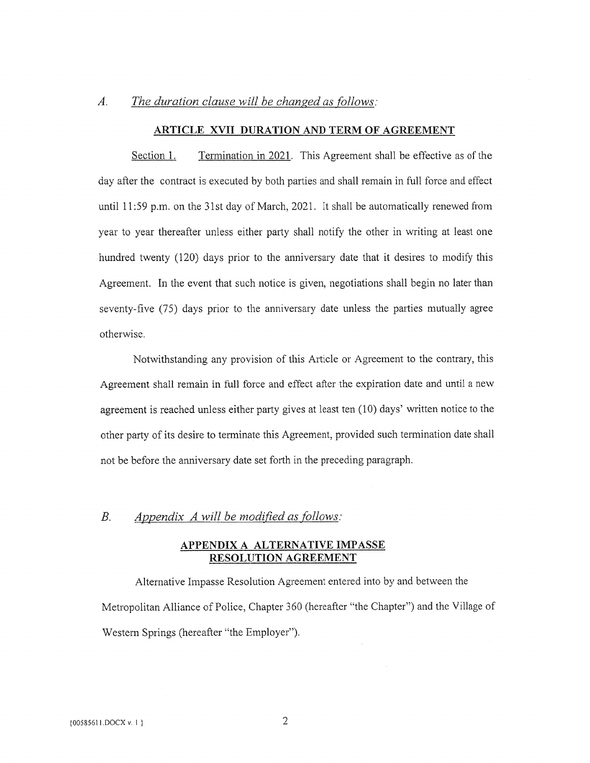*A. The duration clause will be changed as follows:*

**ARTICLE XVII DURATION AND TERM OF AGREEMENT**

Section 1. Termination in 2021. This Agreement shall be effective as of the day after the contract is executed by both parties and shall remain in full force and effect until 11:59 p.m. on the 31st day of March, 2021. It shall be automatically renewed from year to year thereafter unless either party shall notify the other in writing at least one hundred twenty (120) days prior to the anniversary date that it desires to modify this Agreement. In the event that such notice is given, negotiations shall begin no later than seventy-five (75) days prior to the anniversary date unless the parties mutually agree otherwise.

Notwithstanding any provision of this Article or Agreement to the contrary, this Agreement shall remain in full force and effect after the expiration date and until a new agreement is reached unless either party gives at least ten (10) days' written notice to the other party of its desire to terminate this Agreement, provided such termination date shall not be before the anniversary date set forth in the preceding paragraph.

*B. Appendix A will be modified as follows:*

**APPENDIX A ALTERNATIVE IMPASSE RESOLUTION AGREEMENT**

Alternative Impasse Resolution Agreement entered into by and between the Metropolitan Alliance of Police, Chapter 360 (hereafter "the Chapter") and the Village of Western Springs (hereafter "the Employer").

{00585611.DOCX v. 1}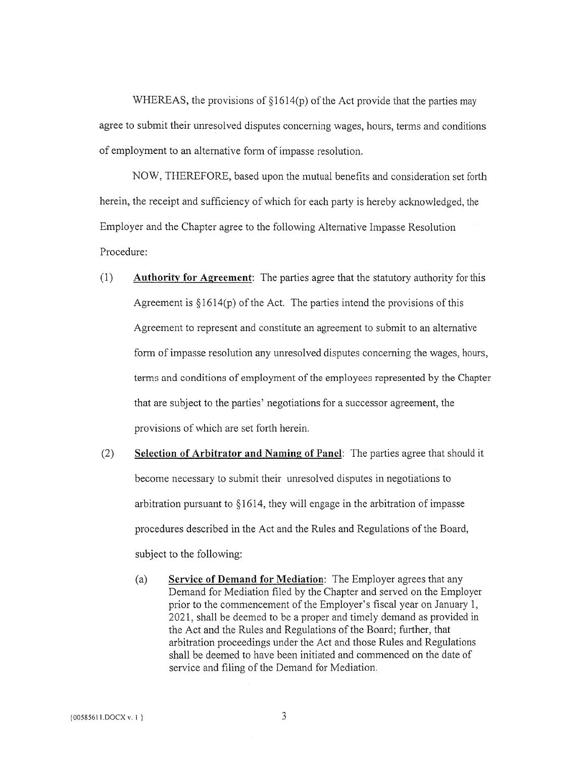WHEREAS, the provisions of §1614(p) of the Act provide that the parties may agree to submit their unresolved disputes concerning wages, hours, terms and conditions of employment to an alternative form of impasse resolution.

NOW, THEREFORE, based upon the mutual benefits and consideration set forth herein, the receipt and sufficiency of which for each party is hereby acknowledged, the Employer and the Chapter agree to the following Alternative Impasse Resolution Procedure:

(1) **Authority for Agreement**: The parties agree that the statutory authority for this Agreement is §1614(p) of the Act. The parties intend the provisions of this Agreement to represent and constitute an agreement to submit to an alternative form of impasse resolution any unresolved disputes concerning the wages, hours, terms and conditions of employment of the employees represented by the Chapter that are subject to the parties' negotiations for a successor agreement, the provisions of which are set forth herein.

(2) **Selection of Arbitrator and Naming of Panel**: The parties agree that should it become necessary to submit their unresolved disputes in negotiations to arbitration pursuant to §1614, they will engage in the arbitration of impasse procedures described in the Act and the Rules and Regulations of the Board, subject to the following:

(a) **Service of Demand for Mediation**: The Employer agrees that any Demand for Mediation filed by the Chapter and served on the Employer prior to the commencement of the Employer's fiscal year on January 1, 2021, shall be deemed to be a proper and timely demand as provided in the Act and the Rules and Regulations of the Board; further, that arbitration proceedings under the Act and those Rules and Regulations shall be deemed to have been initiated and commenced on the date of service and filing of the Demand for Mediation.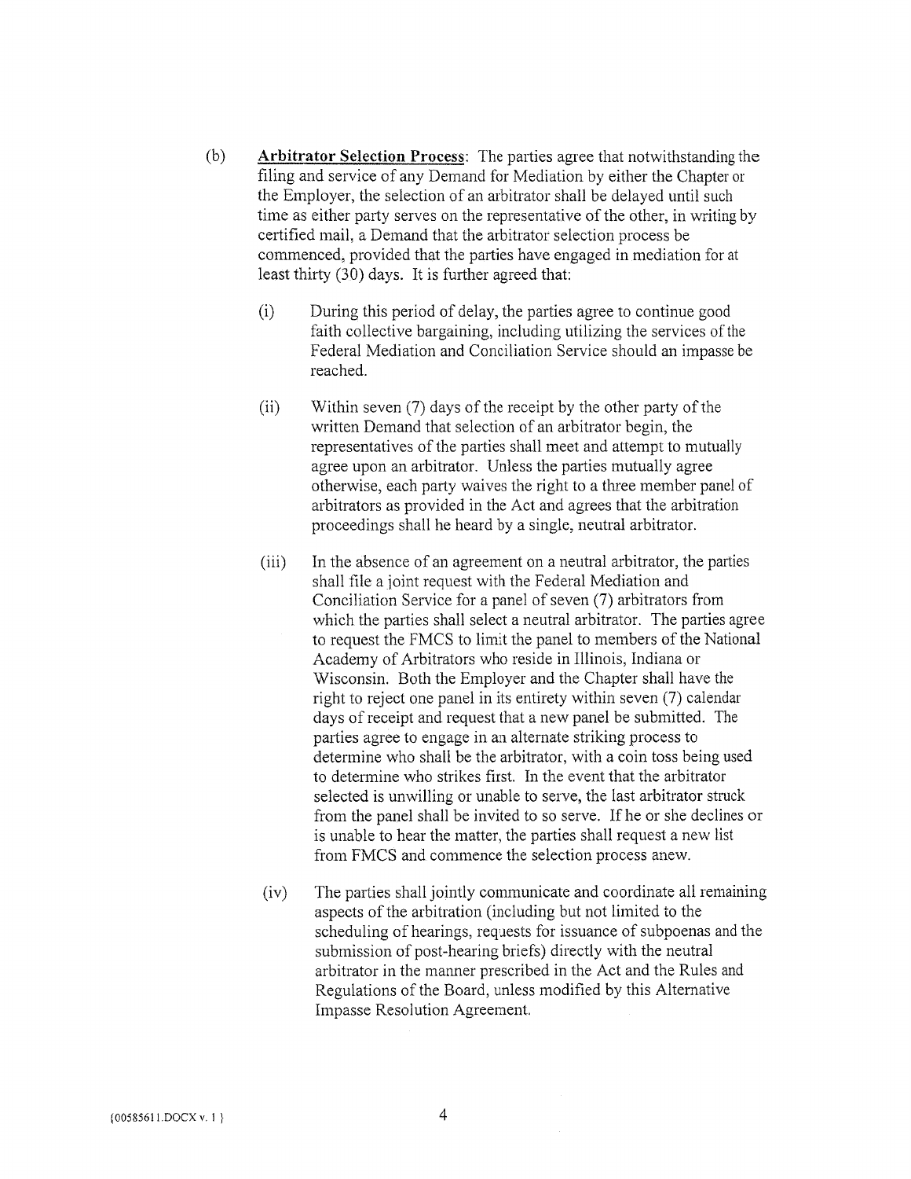(b) **Arbitrator Selection Process**: The parties agree that notwithstanding the filing and service of any Demand for Mediation by either the Chapter or the Employer, the selection of an arbitrator shall be delayed until such time as either party serves on the representative of the other, in writing by certified mail, a Demand that the arbitrator selection process be commenced, provided that the parties have engaged in mediation for at least thirty (30) days. It is further agreed that:

(i) During this period of delay, the parties agree to continue good faith collective bargaining, including utilizing the services of the Federal Mediation and Conciliation Service should an impasse be reached.

(ii) Within seven (7) days of the receipt by the other party of the written Demand that selection of an arbitrator begin, the representatives of the parties shall meet and attempt to mutually agree upon an arbitrator. Unless the parties mutually agree otherwise, each party waives the right to a three member panel of arbitrators as provided in the Act and agrees that the arbitration proceedings shall he heard by a single, neutral arbitrator.

(iii) In the absence of an agreement on a neutral arbitrator, the parties shall file a joint request with the Federal Mediation and Conciliation Service for a panel of seven (7) arbitrators from which the parties shall select a neutral arbitrator. The parties agree to request the FMCS to limit the panel to members of the National Academy of Arbitrators who reside in Illinois, Indiana or Wisconsin. Both the Employer and the Chapter shall have the right to reject one panel in its entirety within seven (7) calendar days of receipt and request that a new panel be submitted. The parties agree to engage in an alternate striking process to determine who shall be the arbitrator, with a coin toss being used to determine who strikes first. In the event that the arbitrator selected is unwilling or unable to serve, the last arbitrator struck from the panel shall be invited to so serve. If he or she declines or is unable to hear the matter, the parties shall request a new list from FMCS and commence the selection process anew.

(iv) The parties shall jointly communicate and coordinate all remaining aspects of the arbitration (including but not limited to the scheduling of hearings, requests for issuance of subpoenas and the submission of post-hearing briefs) directly with the neutral arbitrator in the manner prescribed in the Act and the Rules and Regulations of the Board, unless modified by this Alternative Impasse Resolution Agreement.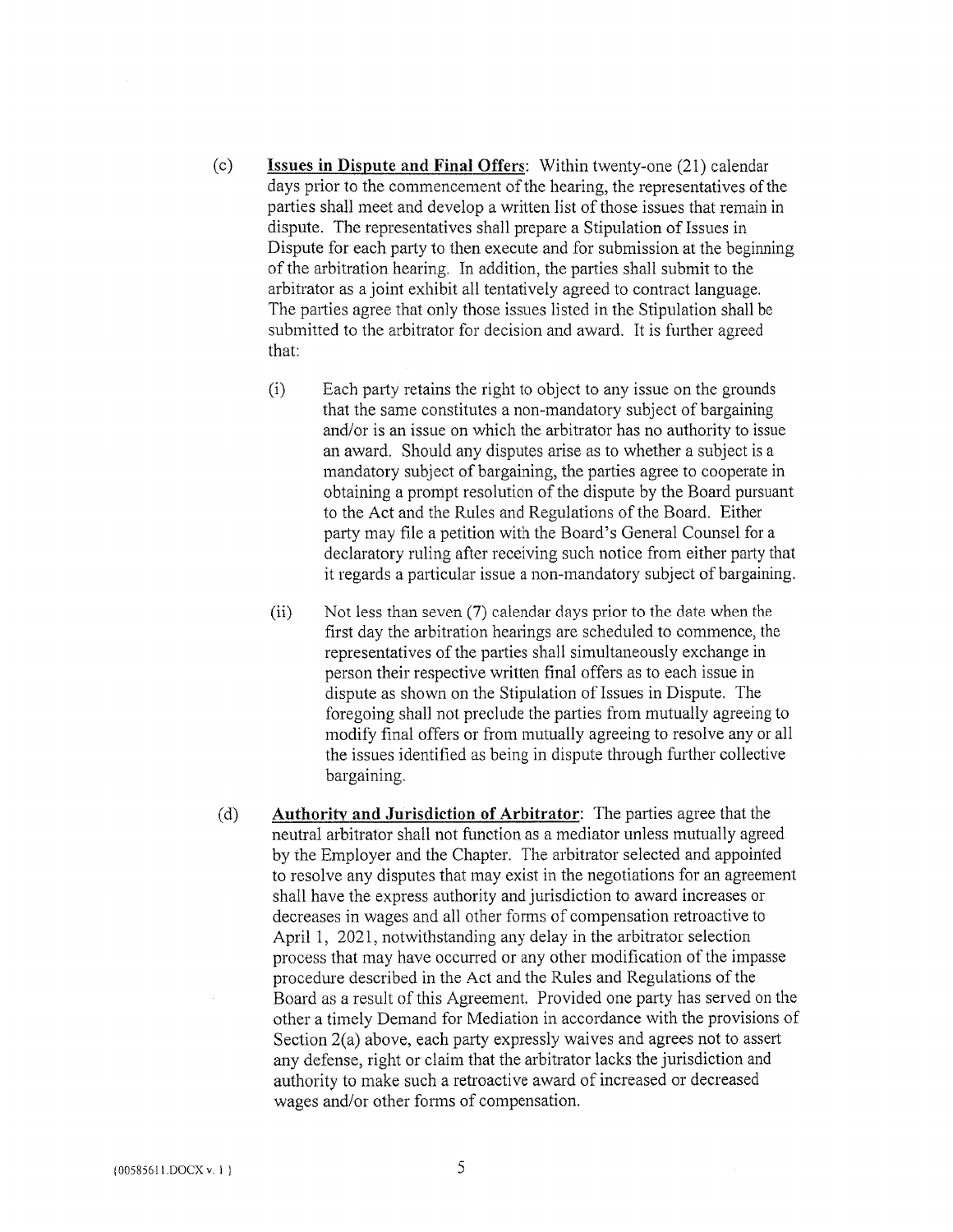(c) **Issues in Dispute and Final Offers**: Within twenty-one (21) calendar days prior to the commencement of the hearing, the representatives of the parties shall meet and develop a written list of those issues that remain in dispute. The representatives shall prepare a Stipulation of Issues in Dispute for each party to then execute and for submission at the beginning of the arbitration hearing. In addition, the parties shall submit to the arbitrator as a joint exhibit all tentatively agreed to contract language. The parties agree that only those issues listed in the Stipulation shall be submitted to the arbitrator for decision and award. It is further agreed that:

(i) Each party retains the right to object to any issue on the grounds that the same constitutes a non-mandatory subject of bargaining and/or is an issue on which the arbitrator has no authority to issue an award. Should any disputes arise as to whether a subject is a mandatory subject of bargaining, the parties agree to cooperate in obtaining a prompt resolution of the dispute by the Board pursuant to the Act and the Rules and Regulations of the Board. Either party may file a petition with the Board's General Counsel for a declaratory ruling after receiving such notice from either party that it regards a particular issue a non-mandatory subject of bargaining.

(ii) Not less than seven (7) calendar days prior to the date when the first day the arbitration hearings are scheduled to commence, the representatives of the parties shall simultaneously exchange in person their respective written final offers as to each issue in dispute as shown on the Stipulation of Issues in Dispute. The foregoing shall not preclude the parties from mutually agreeing to modify final offers or from mutually agreeing to resolve any or all the issues identified as being in dispute through further collective bargaining.

(d) **Authority and Jurisdiction of Arbitrator**: The parties agree that the neutral arbitrator shall not function as a mediator unless mutually agreed by the Employer and the Chapter. The arbitrator selected and appointed to resolve any disputes that may exist in the negotiations for an agreement shall have the express authority and jurisdiction to award increases or decreases in wages and all other forms of compensation retroactive to April 1, 2021, notwithstanding any delay in the arbitrator selection process that may have occurred or any other modification of the impasse procedure described in the Act and the Rules and Regulations of the Board as a result of this Agreement. Provided one party has served on the other a timely Demand for Mediation in accordance with the provisions of Section 2(a) above, each party expressly waives and agrees not to assert any defense, right or claim that the arbitrator lacks the jurisdiction and authority to make such a retroactive award of increased or decreased wages and/or other forms of compensation.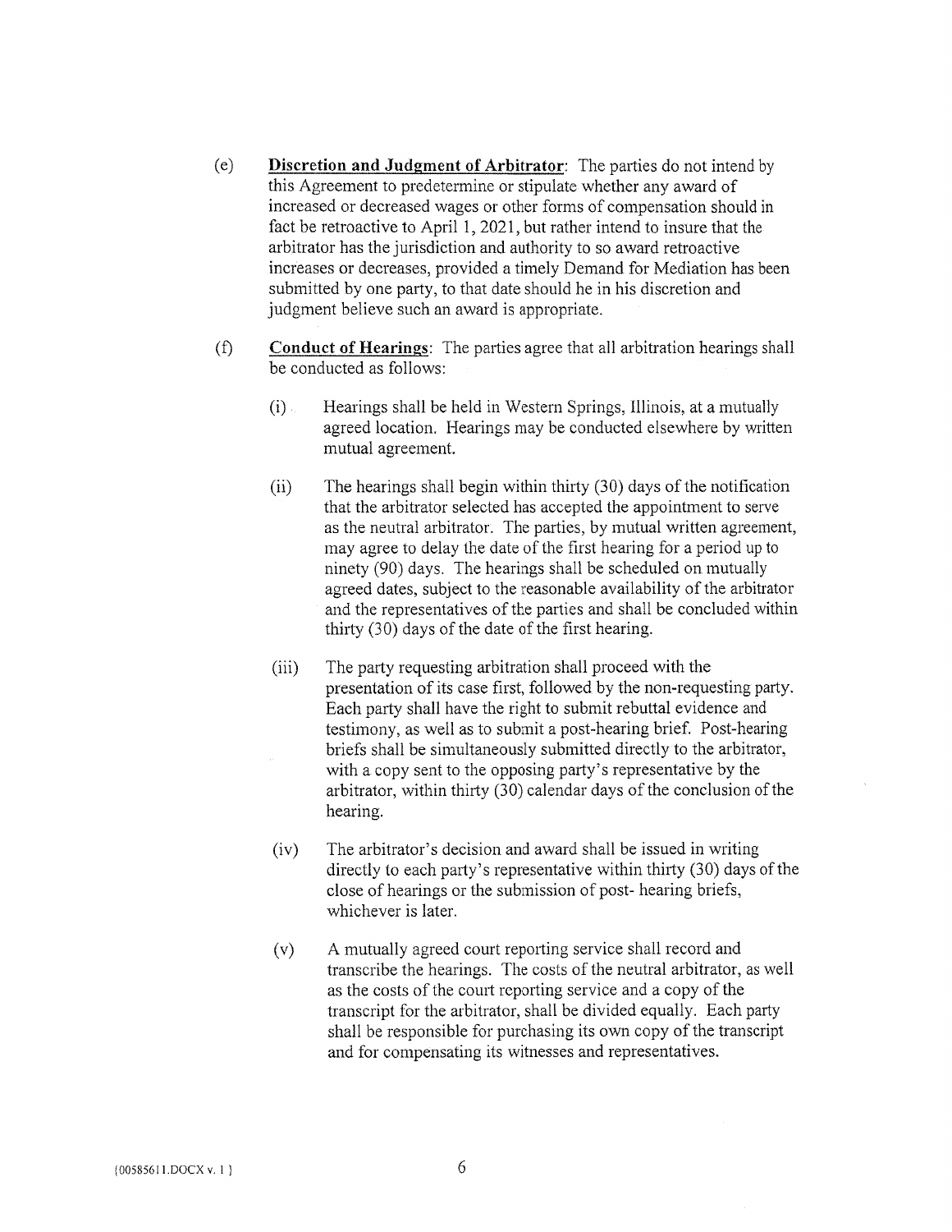(e) **Discretion and Judgment of Arbitrator**: The parties do not intend by this Agreement to predetermine or stipulate whether any award of increased or decreased wages or other forms of compensation should in fact be retroactive to April 1, 2021, but rather intend to insure that the arbitrator has the jurisdiction and authority to so award retroactive increases or decreases, provided a timely Demand for Mediation has been submitted by one party, to that date should he in his discretion and judgment believe such an award is appropriate.

(f) **Conduct of Hearings**: The parties agree that all arbitration hearings shall be conducted as follows:

(i) Hearings shall be held in Western Springs, Illinois, at a mutually agreed location. Hearings may be conducted elsewhere by written mutual agreement.

(ii) The hearings shall begin within thirty (30) days of the notification that the arbitrator selected has accepted the appointment to serve as the neutral arbitrator. The parties, by mutual written agreement, may agree to delay the date of the first hearing for a period up to ninety (90) days. The hearings shall be scheduled on mutually agreed dates, subject to the reasonable availability of the arbitrator and the representatives of the parties and shall be concluded within thirty (30) days of the date of the first hearing.

(iii) The party requesting arbitration shall proceed with the presentation of its case first, followed by the non-requesting party. Each party shall have the right to submit rebuttal evidence and testimony, as well as to submit a post-hearing brief. Post-hearing briefs shall be simultaneously submitted directly to the arbitrator, with a copy sent to the opposing party's representative by the arbitrator, within thirty (30) calendar days of the conclusion of the hearing.

(iv) The arbitrator's decision and award shall be issued in writing directly to each party's representative within thirty (30) days of the close of hearings or the submission of post- hearing briefs, whichever is later.

(v) A mutually agreed court reporting service shall record and transcribe the hearings. The costs of the neutral arbitrator, as well as the costs of the court reporting service and a copy of the transcript for the arbitrator, shall be divided equally. Each party shall be responsible for purchasing its own copy of the transcript and for compensating its witnesses and representatives.

{00585611.DOCX v. 1}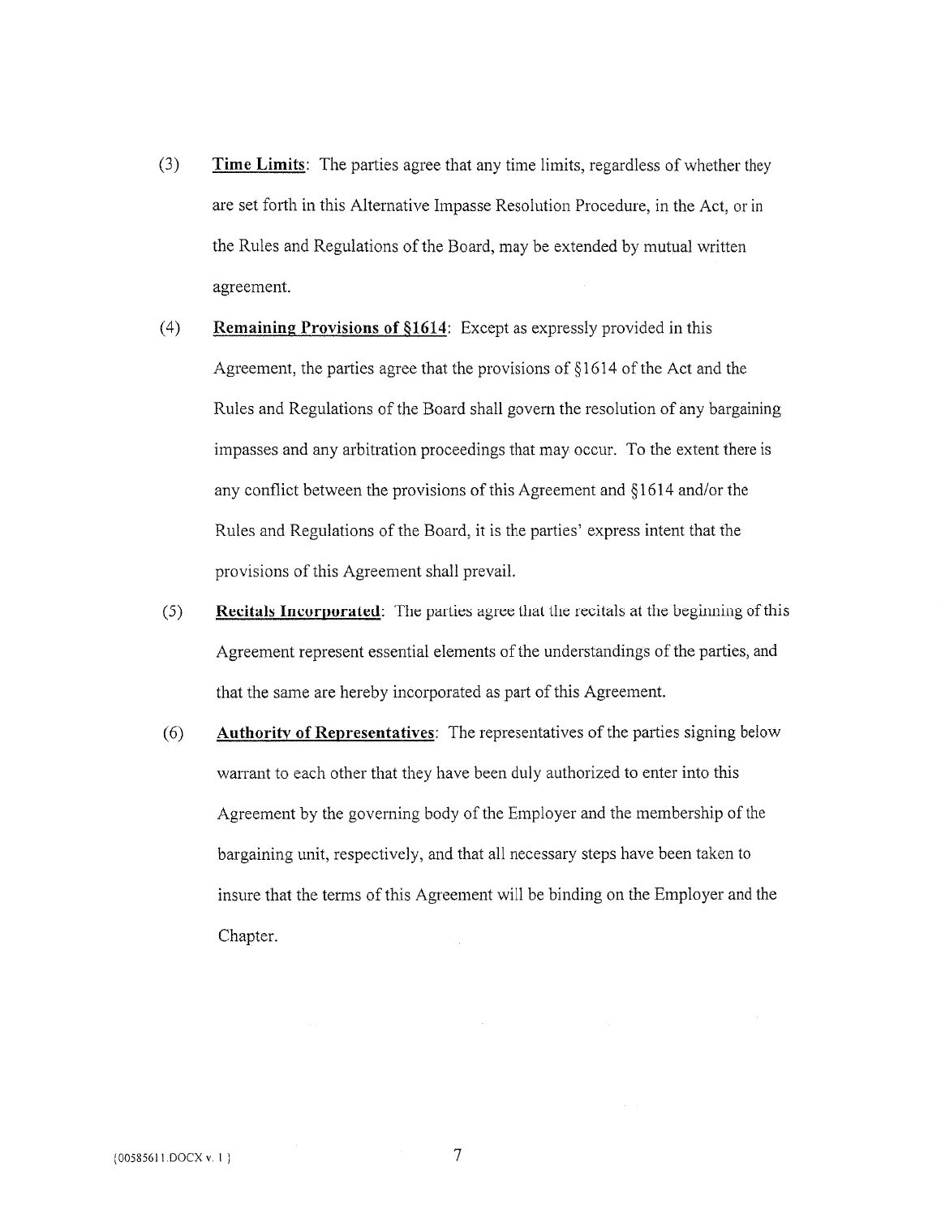(3) **Time Limits**: The parties agree that any time limits, regardless of whether they are set forth in this Alternative Impasse Resolution Procedure, in the Act, or in the Rules and Regulations of the Board, may be extended by mutual written agreement.

(4) **Remaining Provisions of §1614**: Except as expressly provided in this Agreement, the parties agree that the provisions of §1614 of the Act and the Rules and Regulations of the Board shall govern the resolution of any bargaining impasses and any arbitration proceedings that may occur. To the extent there is any conflict between the provisions of this Agreement and §1614 and/or the Rules and Regulations of the Board, it is the parties' express intent that the provisions of this Agreement shall prevail.

(5) **Recitals Incorporated**: The parties agree that the recitals at the beginning of this Agreement represent essential elements of the understandings of the parties, and that the same are hereby incorporated as part of this Agreement.

(6) **Authority of Representatives**: The representatives of the parties signing below warrant to each other that they have been duly authorized to enter into this Agreement by the governing body of the Employer and the membership of the bargaining unit, respectively, and that all necessary steps have been taken to insure that the terms of this Agreement will be binding on the Employer and the Chapter.

{00585611.DOCX v. 1 }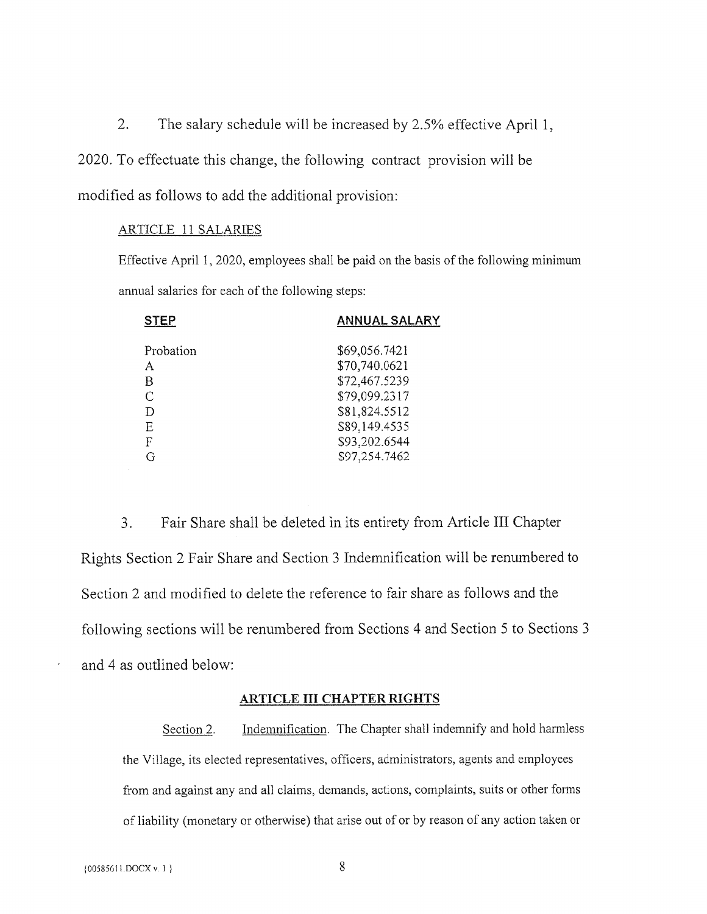2. The salary schedule will be increased by 2.5% effective April 1, 2020. To effectuate this change, the following contract provision will be modified as follows to add the additional provision:

ARTICLE 11 SALARIES

Effective April 1, 2020, employees shall be paid on the basis of the following minimum annual salaries for each of the following steps:

| STEP | ANNUAL SALARY |
|---|---|
| Probation | $69,056.7421 |
| A | $70,740.0621 |
| B | $72,467.5239 |
| C | $79,099.2317 |
| D | $81,824.5512 |
| E | $89,149.4535 |
| F | $93,202.6544 |
| G | $97,254.7462 |

3. Fair Share shall be deleted in its entirety from Article III Chapter Rights Section 2 Fair Share and Section 3 Indemnification will be renumbered to Section 2 and modified to delete the reference to fair share as follows and the following sections will be renumbered from Sections 4 and Section 5 to Sections 3 and 4 as outlined below:

**ARTICLE III CHAPTER RIGHTS**

Section 2. Indemnification. The Chapter shall indemnify and hold harmless the Village, its elected representatives, officers, administrators, agents and employees from and against any and all claims, demands, actions, complaints, suits or other forms of liability (monetary or otherwise) that arise out of or by reason of any action taken or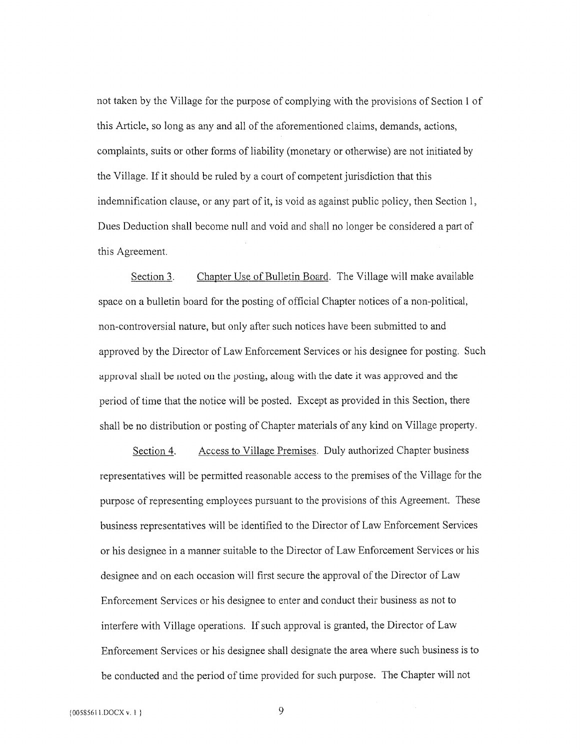not taken by the Village for the purpose of complying with the provisions of Section 1 of this Article, so long as any and all of the aforementioned claims, demands, actions, complaints, suits or other forms of liability (monetary or otherwise) are not initiated by the Village. If it should be ruled by a court of competent jurisdiction that this indemnification clause, or any part of it, is void as against public policy, then Section 1, Dues Deduction shall become null and void and shall no longer be considered a part of this Agreement.

Section 3. Chapter Use of Bulletin Board. The Village will make available space on a bulletin board for the posting of official Chapter notices of a non-political, non-controversial nature, but only after such notices have been submitted to and approved by the Director of Law Enforcement Services or his designee for posting. Such approval shall be noted on the posting, along with the date it was approved and the period of time that the notice will be posted. Except as provided in this Section, there shall be no distribution or posting of Chapter materials of any kind on Village property.

Section 4. Access to Village Premises. Duly authorized Chapter business representatives will be permitted reasonable access to the premises of the Village for the purpose of representing employees pursuant to the provisions of this Agreement. These business representatives will be identified to the Director of Law Enforcement Services or his designee in a manner suitable to the Director of Law Enforcement Services or his designee and on each occasion will first secure the approval of the Director of Law Enforcement Services or his designee to enter and conduct their business as not to interfere with Village operations. If such approval is granted, the Director of Law Enforcement Services or his designee shall designate the area where such business is to be conducted and the period of time provided for such purpose. The Chapter will not

{00585611.DOCX v. 1}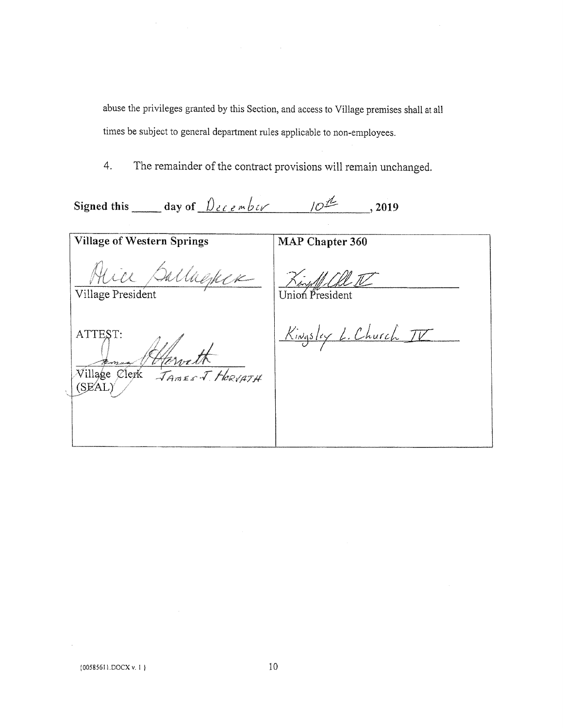abuse the privileges granted by this Section, and access to Village premises shall at all times be subject to general department rules applicable to non-employees.

4. The remainder of the contract provisions will remain unchanged.

**Signed this _____ day of** *December* *10th* **, 2019**

| **Village of Western Springs** | **MAP Chapter 360** |
|---|---|
| *Alice Gallagher* | *Kingsley L. Church IV* |
| Village President | Union President |
| | *Kingsley L. Church IV* |
| ATTEST: | |
| *James J. Horvath* | |
| Village Clerk JAMES J. HORVATH | |
| (SEAL) | |

{00585611.DOCX v. 1 }